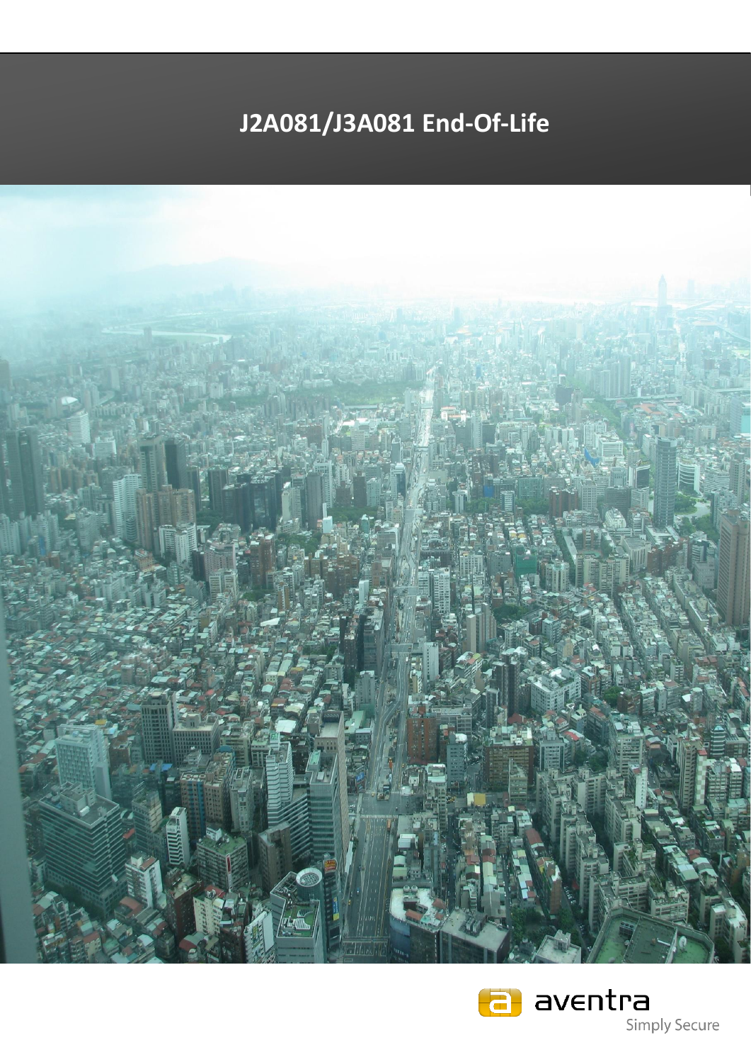# J2A081/J3A081 End-Of-Life

aventra

Simply Secure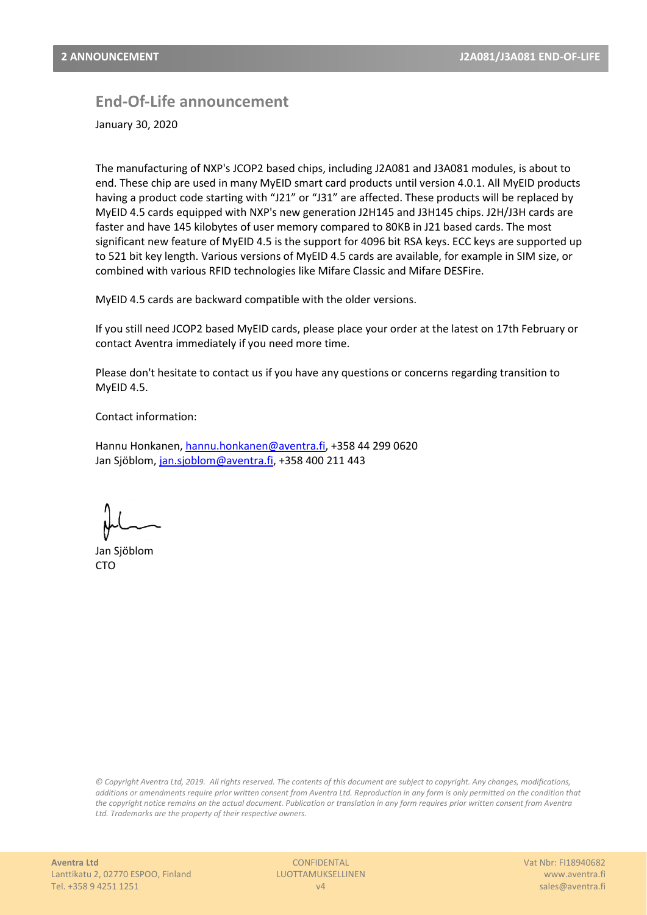## End-Of-Life announcement

January 30, 2020

The manufacturing of NXP's JCOP2 based chips, including J2A081 and J3A081 modules, is about to end. These chip are used in many MyEID smart card products until version 4.0.1. All MyEID products having a product code starting with "J21" or "J31" are affected. These products will be replaced by MyEID 4.5 cards equipped with NXP's new generation J2H145 and J3H145 chips. J2H/J3H cards are faster and have 145 kilobytes of user memory compared to 80KB in J21 based cards. The most significant new feature of MyEID 4.5 is the support for 4096 bit RSA keys. ECC keys are supported up to 521 bit key length. Various versions of MyEID 4.5 cards are available, for example in SIM size, or combined with various RFID technologies like Mifare Classic and Mifare DESFire.

MyEID 4.5 cards are backward compatible with the older versions.

If you still need JCOP2 based MyEID cards, please place your order at the latest on 17th February or contact Aventra immediately if you need more time.

Please don't hesitate to contact us if you have any questions or concerns regarding transition to MyEID 4.5.

Contact information:

Hannu Honkanen, hannu.honkanen@aventra.fi, +358 44 299 0620
Jan Sjöblom, jan.sjoblom@aventra.fi, +358 400 211 443

Jan Sjöblom
CTO

*© Copyright Aventra Ltd, 2019. All rights reserved. The contents of this document are subject to copyright. Any changes, modifications, additions or amendments require prior written consent from Aventra Ltd. Reproduction in any form is only permitted on the condition that the copyright notice remains on the actual document. Publication or translation in any form requires prior written consent from Aventra Ltd. Trademarks are the property of their respective owners.*